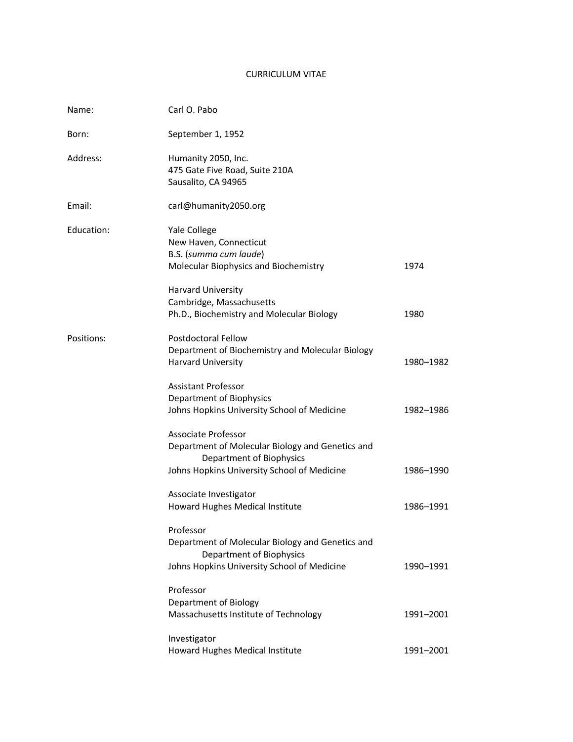# CURRICULUM VITAE

| | | |
|---|---|---|
| Name: | Carl O. Pabo | |
| Born: | September 1, 1952 | |
| Address: | Humanity 2050, Inc.<br>475 Gate Five Road, Suite 210A<br>Sausalito, CA 94965 | |
| Email: | carl@humanity2050.org | |
| Education: | Yale College<br>New Haven, Connecticut<br>B.S. (*summa cum laude*)<br>Molecular Biophysics and Biochemistry | 1974 |
| | Harvard University<br>Cambridge, Massachusetts<br>Ph.D., Biochemistry and Molecular Biology | 1980 |
| Positions: | Postdoctoral Fellow<br>Department of Biochemistry and Molecular Biology<br>Harvard University | 1980–1982 |
| | Assistant Professor<br>Department of Biophysics<br>Johns Hopkins University School of Medicine | 1982–1986 |
| | Associate Professor<br>Department of Molecular Biology and Genetics and Department of Biophysics<br>Johns Hopkins University School of Medicine | 1986–1990 |
| | Associate Investigator<br>Howard Hughes Medical Institute | 1986–1991 |
| | Professor<br>Department of Molecular Biology and Genetics and Department of Biophysics<br>Johns Hopkins University School of Medicine | 1990–1991 |
| | Professor<br>Department of Biology<br>Massachusetts Institute of Technology | 1991–2001 |
| | Investigator<br>Howard Hughes Medical Institute | 1991–2001 |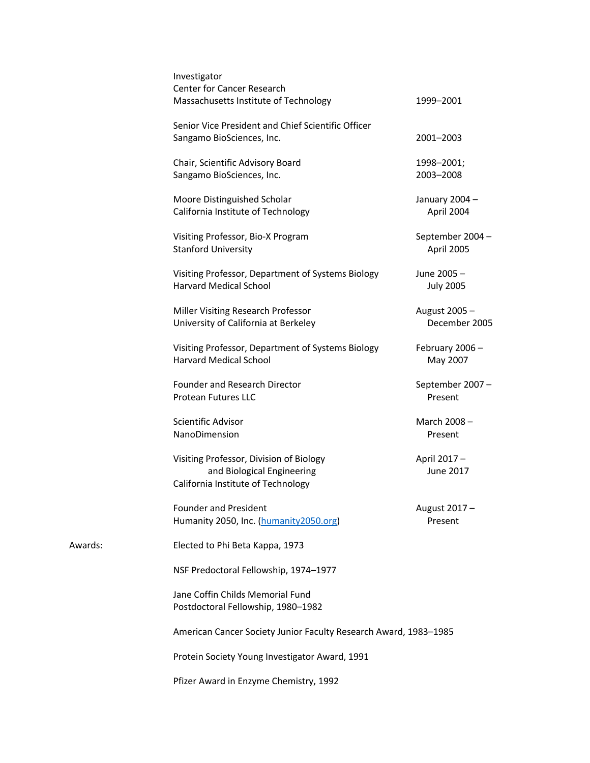| | | |
|---|---|---|
| | Investigator<br>Center for Cancer Research<br>Massachusetts Institute of Technology | 1999–2001 |
| | Senior Vice President and Chief Scientific Officer<br>Sangamo BioSciences, Inc. | 2001–2003 |
| | Chair, Scientific Advisory Board<br>Sangamo BioSciences, Inc. | 1998–2001;<br>2003–2008 |
| | Moore Distinguished Scholar<br>California Institute of Technology | January 2004 –<br>April 2004 |
| | Visiting Professor, Bio-X Program<br>Stanford University | September 2004 –<br>April 2005 |
| | Visiting Professor, Department of Systems Biology<br>Harvard Medical School | June 2005 –<br>July 2005 |
| | Miller Visiting Research Professor<br>University of California at Berkeley | August 2005 –<br>December 2005 |
| | Visiting Professor, Department of Systems Biology<br>Harvard Medical School | February 2006 –<br>May 2007 |
| | Founder and Research Director<br>Protean Futures LLC | September 2007 –<br>Present |
| | Scientific Advisor<br>NanoDimension | March 2008 –<br>Present |
| | Visiting Professor, Division of Biology and Biological Engineering<br>California Institute of Technology | April 2017 –<br>June 2017 |
| | Founder and President<br>Humanity 2050, Inc. (humanity2050.org) | August 2017 –<br>Present |
| Awards: | Elected to Phi Beta Kappa, 1973 | |
| | NSF Predoctoral Fellowship, 1974–1977 | |
| | Jane Coffin Childs Memorial Fund<br>Postdoctoral Fellowship, 1980–1982 | |
| | American Cancer Society Junior Faculty Research Award, 1983–1985 | |
| | Protein Society Young Investigator Award, 1991 | |
| | Pfizer Award in Enzyme Chemistry, 1992 | |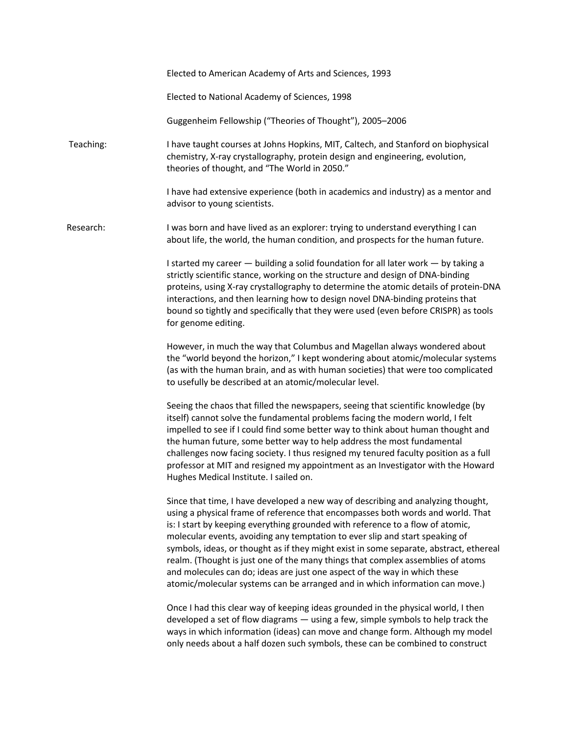Elected to American Academy of Arts and Sciences, 1993

Elected to National Academy of Sciences, 1998

Guggenheim Fellowship ("Theories of Thought"), 2005–2006

**Teaching:**

I have taught courses at Johns Hopkins, MIT, Caltech, and Stanford on biophysical chemistry, X-ray crystallography, protein design and engineering, evolution, theories of thought, and "The World in 2050."

I have had extensive experience (both in academics and industry) as a mentor and advisor to young scientists.

**Research:**

I was born and have lived as an explorer: trying to understand everything I can about life, the world, the human condition, and prospects for the human future.

I started my career — building a solid foundation for all later work — by taking a strictly scientific stance, working on the structure and design of DNA-binding proteins, using X-ray crystallography to determine the atomic details of protein-DNA interactions, and then learning how to design novel DNA-binding proteins that bound so tightly and specifically that they were used (even before CRISPR) as tools for genome editing.

However, in much the way that Columbus and Magellan always wondered about the "world beyond the horizon," I kept wondering about atomic/molecular systems (as with the human brain, and as with human societies) that were too complicated to usefully be described at an atomic/molecular level.

Seeing the chaos that filled the newspapers, seeing that scientific knowledge (by itself) cannot solve the fundamental problems facing the modern world, I felt impelled to see if I could find some better way to think about human thought and the human future, some better way to help address the most fundamental challenges now facing society. I thus resigned my tenured faculty position as a full professor at MIT and resigned my appointment as an Investigator with the Howard Hughes Medical Institute. I sailed on.

Since that time, I have developed a new way of describing and analyzing thought, using a physical frame of reference that encompasses both words and world. That is: I start by keeping everything grounded with reference to a flow of atomic, molecular events, avoiding any temptation to ever slip and start speaking of symbols, ideas, or thought as if they might exist in some separate, abstract, ethereal realm. (Thought is just one of the many things that complex assemblies of atoms and molecules can do; ideas are just one aspect of the way in which these atomic/molecular systems can be arranged and in which information can move.)

Once I had this clear way of keeping ideas grounded in the physical world, I then developed a set of flow diagrams — using a few, simple symbols to help track the ways in which information (ideas) can move and change form. Although my model only needs about a half dozen such symbols, these can be combined to construct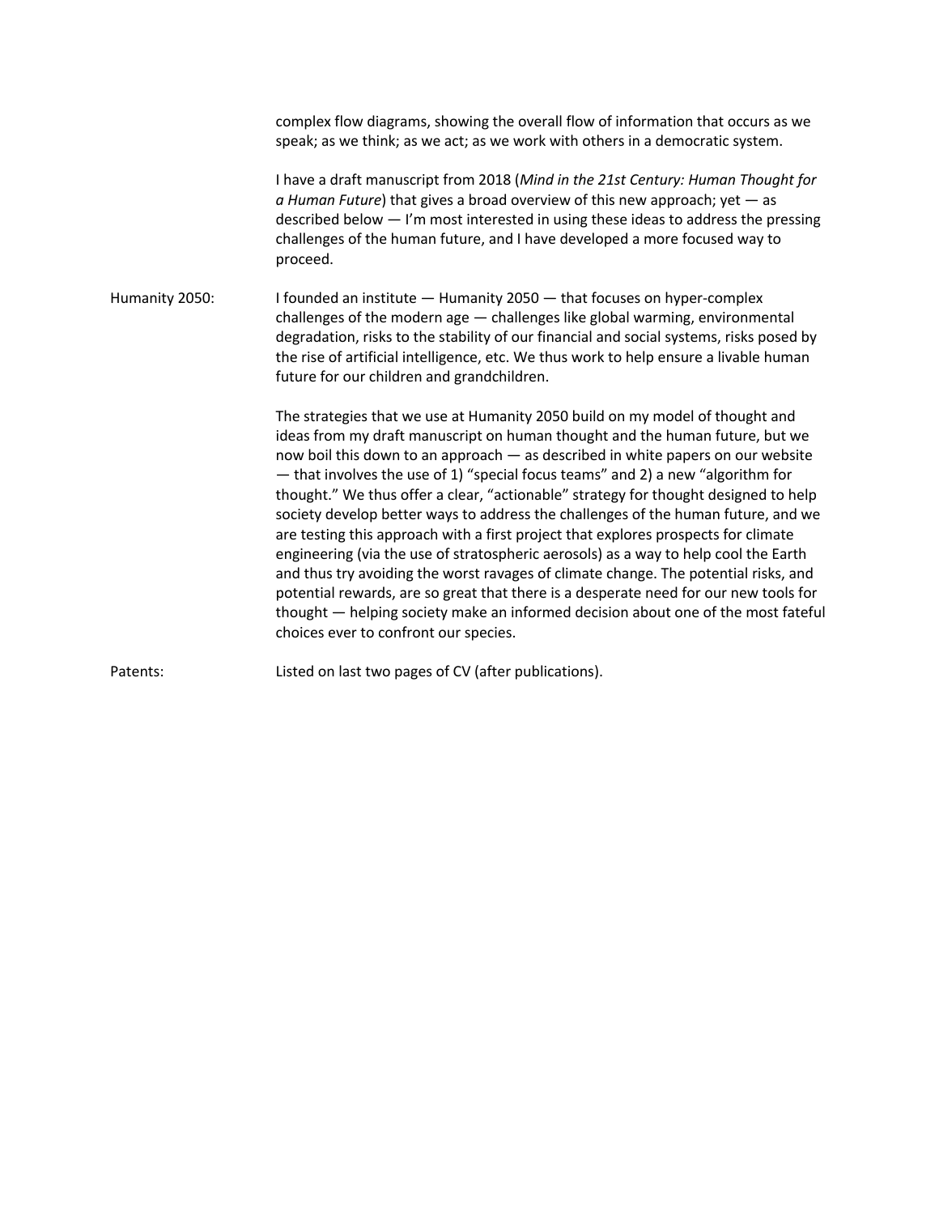complex flow diagrams, showing the overall flow of information that occurs as we speak; as we think; as we act; as we work with others in a democratic system.

I have a draft manuscript from 2018 (*Mind in the 21st Century: Human Thought for a Human Future*) that gives a broad overview of this new approach; yet — as described below — I'm most interested in using these ideas to address the pressing challenges of the human future, and I have developed a more focused way to proceed.

Humanity 2050: I founded an institute — Humanity 2050 — that focuses on hyper-complex challenges of the modern age — challenges like global warming, environmental degradation, risks to the stability of our financial and social systems, risks posed by the rise of artificial intelligence, etc. We thus work to help ensure a livable human future for our children and grandchildren.

The strategies that we use at Humanity 2050 build on my model of thought and ideas from my draft manuscript on human thought and the human future, but we now boil this down to an approach — as described in white papers on our website — that involves the use of 1) "special focus teams" and 2) a new "algorithm for thought." We thus offer a clear, "actionable" strategy for thought designed to help society develop better ways to address the challenges of the human future, and we are testing this approach with a first project that explores prospects for climate engineering (via the use of stratospheric aerosols) as a way to help cool the Earth and thus try avoiding the worst ravages of climate change. The potential risks, and potential rewards, are so great that there is a desperate need for our new tools for thought — helping society make an informed decision about one of the most fateful choices ever to confront our species.

Patents: Listed on last two pages of CV (after publications).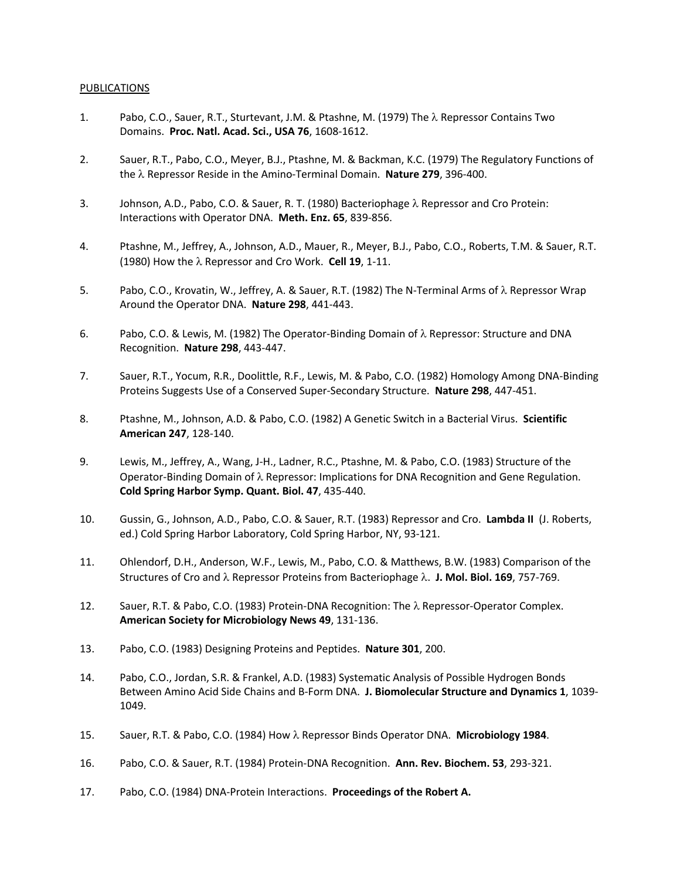PUBLICATIONS

1. Pabo, C.O., Sauer, R.T., Sturtevant, J.M. & Ptashne, M. (1979) The λ Repressor Contains Two Domains. **Proc. Natl. Acad. Sci., USA 76**, 1608-1612.

2. Sauer, R.T., Pabo, C.O., Meyer, B.J., Ptashne, M. & Backman, K.C. (1979) The Regulatory Functions of the λ Repressor Reside in the Amino-Terminal Domain. **Nature 279**, 396-400.

3. Johnson, A.D., Pabo, C.O. & Sauer, R. T. (1980) Bacteriophage λ Repressor and Cro Protein: Interactions with Operator DNA. **Meth. Enz. 65**, 839-856.

4. Ptashne, M., Jeffrey, A., Johnson, A.D., Mauer, R., Meyer, B.J., Pabo, C.O., Roberts, T.M. & Sauer, R.T. (1980) How the λ Repressor and Cro Work. **Cell 19**, 1-11.

5. Pabo, C.O., Krovatin, W., Jeffrey, A. & Sauer, R.T. (1982) The N-Terminal Arms of λ Repressor Wrap Around the Operator DNA. **Nature 298**, 441-443.

6. Pabo, C.O. & Lewis, M. (1982) The Operator-Binding Domain of λ Repressor: Structure and DNA Recognition. **Nature 298**, 443-447.

7. Sauer, R.T., Yocum, R.R., Doolittle, R.F., Lewis, M. & Pabo, C.O. (1982) Homology Among DNA-Binding Proteins Suggests Use of a Conserved Super-Secondary Structure. **Nature 298**, 447-451.

8. Ptashne, M., Johnson, A.D. & Pabo, C.O. (1982) A Genetic Switch in a Bacterial Virus. **Scientific American 247**, 128-140.

9. Lewis, M., Jeffrey, A., Wang, J-H., Ladner, R.C., Ptashne, M. & Pabo, C.O. (1983) Structure of the Operator-Binding Domain of λ Repressor: Implications for DNA Recognition and Gene Regulation. **Cold Spring Harbor Symp. Quant. Biol. 47**, 435-440.

10. Gussin, G., Johnson, A.D., Pabo, C.O. & Sauer, R.T. (1983) Repressor and Cro. **Lambda II** (J. Roberts, ed.) Cold Spring Harbor Laboratory, Cold Spring Harbor, NY, 93-121.

11. Ohlendorf, D.H., Anderson, W.F., Lewis, M., Pabo, C.O. & Matthews, B.W. (1983) Comparison of the Structures of Cro and λ Repressor Proteins from Bacteriophage λ. **J. Mol. Biol. 169**, 757-769.

12. Sauer, R.T. & Pabo, C.O. (1983) Protein-DNA Recognition: The λ Repressor-Operator Complex. **American Society for Microbiology News 49**, 131-136.

13. Pabo, C.O. (1983) Designing Proteins and Peptides. **Nature 301**, 200.

14. Pabo, C.O., Jordan, S.R. & Frankel, A.D. (1983) Systematic Analysis of Possible Hydrogen Bonds Between Amino Acid Side Chains and B-Form DNA. **J. Biomolecular Structure and Dynamics 1**, 1039-1049.

15. Sauer, R.T. & Pabo, C.O. (1984) How λ Repressor Binds Operator DNA. **Microbiology 1984**.

16. Pabo, C.O. & Sauer, R.T. (1984) Protein-DNA Recognition. **Ann. Rev. Biochem. 53**, 293-321.

17. Pabo, C.O. (1984) DNA-Protein Interactions. **Proceedings of the Robert A.**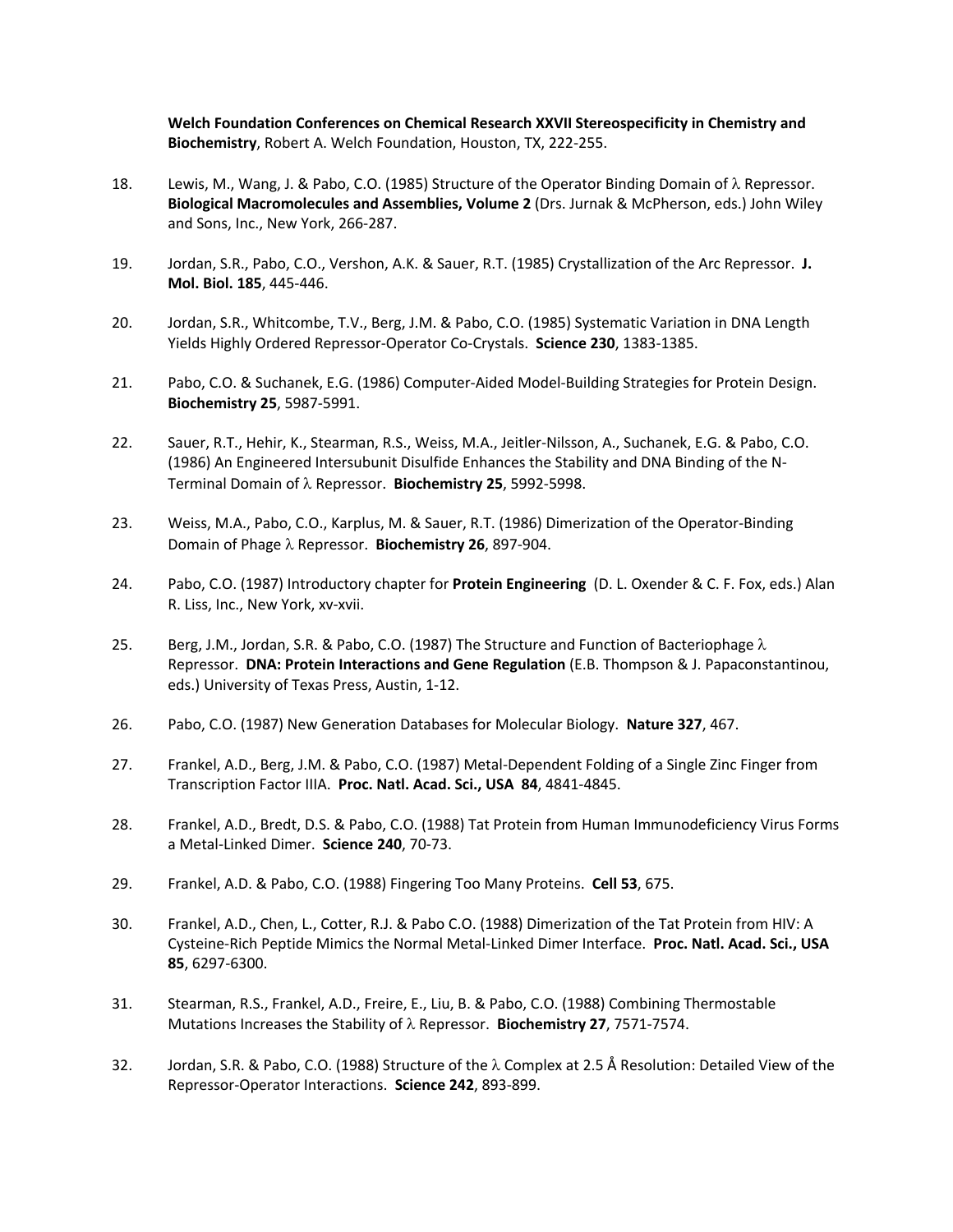**Welch Foundation Conferences on Chemical Research XXVII Stereospecificity in Chemistry and Biochemistry**, Robert A. Welch Foundation, Houston, TX, 222-255.

18. Lewis, M., Wang, J. & Pabo, C.O. (1985) Structure of the Operator Binding Domain of λ Repressor. **Biological Macromolecules and Assemblies, Volume 2** (Drs. Jurnak & McPherson, eds.) John Wiley and Sons, Inc., New York, 266-287.

19. Jordan, S.R., Pabo, C.O., Vershon, A.K. & Sauer, R.T. (1985) Crystallization of the Arc Repressor. **J. Mol. Biol. 185**, 445-446.

20. Jordan, S.R., Whitcombe, T.V., Berg, J.M. & Pabo, C.O. (1985) Systematic Variation in DNA Length Yields Highly Ordered Repressor-Operator Co-Crystals. **Science 230**, 1383-1385.

21. Pabo, C.O. & Suchanek, E.G. (1986) Computer-Aided Model-Building Strategies for Protein Design. **Biochemistry 25**, 5987-5991.

22. Sauer, R.T., Hehir, K., Stearman, R.S., Weiss, M.A., Jeitler-Nilsson, A., Suchanek, E.G. & Pabo, C.O. (1986) An Engineered Intersubunit Disulfide Enhances the Stability and DNA Binding of the N-Terminal Domain of λ Repressor. **Biochemistry 25**, 5992-5998.

23. Weiss, M.A., Pabo, C.O., Karplus, M. & Sauer, R.T. (1986) Dimerization of the Operator-Binding Domain of Phage λ Repressor. **Biochemistry 26**, 897-904.

24. Pabo, C.O. (1987) Introductory chapter for **Protein Engineering** (D. L. Oxender & C. F. Fox, eds.) Alan R. Liss, Inc., New York, xv-xvii.

25. Berg, J.M., Jordan, S.R. & Pabo, C.O. (1987) The Structure and Function of Bacteriophage λ Repressor. **DNA: Protein Interactions and Gene Regulation** (E.B. Thompson & J. Papaconstantinou, eds.) University of Texas Press, Austin, 1-12.

26. Pabo, C.O. (1987) New Generation Databases for Molecular Biology. **Nature 327**, 467.

27. Frankel, A.D., Berg, J.M. & Pabo, C.O. (1987) Metal-Dependent Folding of a Single Zinc Finger from Transcription Factor IIIA. **Proc. Natl. Acad. Sci., USA 84**, 4841-4845.

28. Frankel, A.D., Bredt, D.S. & Pabo, C.O. (1988) Tat Protein from Human Immunodeficiency Virus Forms a Metal-Linked Dimer. **Science 240**, 70-73.

29. Frankel, A.D. & Pabo, C.O. (1988) Fingering Too Many Proteins. **Cell 53**, 675.

30. Frankel, A.D., Chen, L., Cotter, R.J. & Pabo C.O. (1988) Dimerization of the Tat Protein from HIV: A Cysteine-Rich Peptide Mimics the Normal Metal-Linked Dimer Interface. **Proc. Natl. Acad. Sci., USA 85**, 6297-6300.

31. Stearman, R.S., Frankel, A.D., Freire, E., Liu, B. & Pabo, C.O. (1988) Combining Thermostable Mutations Increases the Stability of λ Repressor. **Biochemistry 27**, 7571-7574.

32. Jordan, S.R. & Pabo, C.O. (1988) Structure of the λ Complex at 2.5 Å Resolution: Detailed View of the Repressor-Operator Interactions. **Science 242**, 893-899.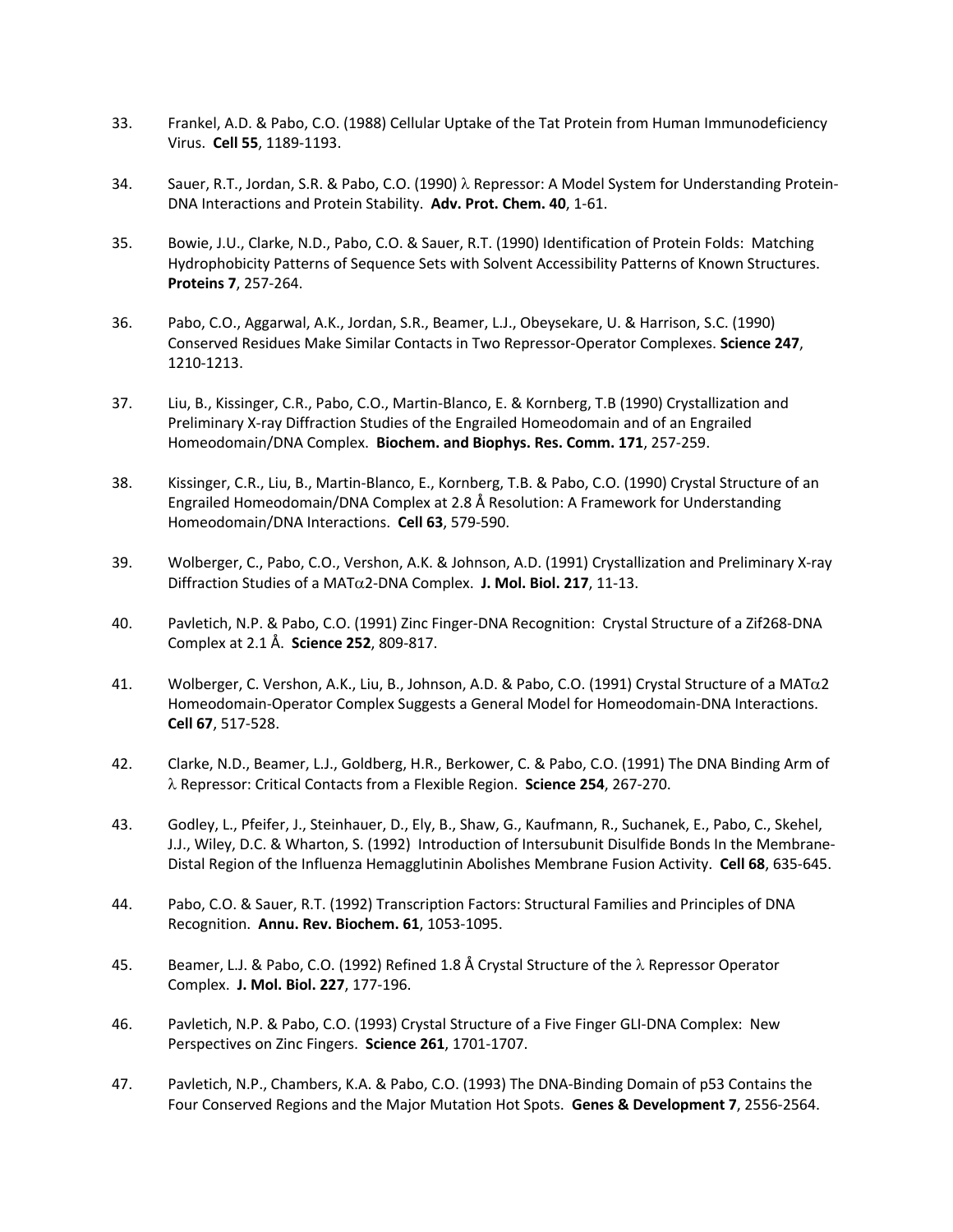33. Frankel, A.D. & Pabo, C.O. (1988) Cellular Uptake of the Tat Protein from Human Immunodeficiency Virus. **Cell 55**, 1189-1193.

34. Sauer, R.T., Jordan, S.R. & Pabo, C.O. (1990) $\lambda$ Repressor: A Model System for Understanding Protein-DNA Interactions and Protein Stability. **Adv. Prot. Chem. 40**, 1-61.

35. Bowie, J.U., Clarke, N.D., Pabo, C.O. & Sauer, R.T. (1990) Identification of Protein Folds: Matching Hydrophobicity Patterns of Sequence Sets with Solvent Accessibility Patterns of Known Structures. **Proteins 7**, 257-264.

36. Pabo, C.O., Aggarwal, A.K., Jordan, S.R., Beamer, L.J., Obeysekare, U. & Harrison, S.C. (1990) Conserved Residues Make Similar Contacts in Two Repressor-Operator Complexes. **Science 247**, 1210-1213.

37. Liu, B., Kissinger, C.R., Pabo, C.O., Martin-Blanco, E. & Kornberg, T.B (1990) Crystallization and Preliminary X-ray Diffraction Studies of the Engrailed Homeodomain and of an Engrailed Homeodomain/DNA Complex. **Biochem. and Biophys. Res. Comm. 171**, 257-259.

38. Kissinger, C.R., Liu, B., Martin-Blanco, E., Kornberg, T.B & Pabo, C.O. (1990) Crystal Structure of an Engrailed Homeodomain/DNA Complex at 2.8 Å Resolution: A Framework for Understanding Homeodomain/DNA Interactions. **Cell 63**, 579-590.

39. Wolberger, C., Pabo, C.O., Vershon, A.K. & Johnson, A.D. (1991) Crystallization and Preliminary X-ray Diffraction Studies of a MAT$\alpha$2-DNA Complex. **J. Mol. Biol. 217**, 11-13.

40. Pavletich, N.P. & Pabo, C.O. (1991) Zinc Finger-DNA Recognition: Crystal Structure of a Zif268-DNA Complex at 2.1 Å. **Science 252**, 809-817.

41. Wolberger, C. Vershon, A.K., Liu, B., Johnson, A.D. & Pabo, C.O. (1991) Crystal Structure of a MAT$\alpha$2 Homeodomain-Operator Complex Suggests a General Model for Homeodomain-DNA Interactions. **Cell 67**, 517-528.

42. Clarke, N.D., Beamer, L.J., Goldberg, H.R., Berkower, C. & Pabo, C.O. (1991) The DNA Binding Arm of $\lambda$ Repressor: Critical Contacts from a Flexible Region. **Science 254**, 267-270.

43. Godley, L., Pfeifer, J., Steinhauer, D., Ely, B., Shaw, G., Kaufmann, R., Suchanek, E., Pabo, C., Skehel, J.J., Wiley, D.C. & Wharton, S. (1992) Introduction of Intersubunit Disulfide Bonds In the Membrane-Distal Region of the Influenza Hemagglutinin Abolishes Membrane Fusion Activity. **Cell 68**, 635-645.

44. Pabo, C.O. & Sauer, R.T. (1992) Transcription Factors: Structural Families and Principles of DNA Recognition. **Annu. Rev. Biochem. 61**, 1053-1095.

45. Beamer, L.J. & Pabo, C.O. (1992) Refined 1.8 Å Crystal Structure of the $\lambda$ Repressor Operator Complex. **J. Mol. Biol. 227**, 177-196.

46. Pavletich, N.P. & Pabo, C.O. (1993) Crystal Structure of a Five Finger GLI-DNA Complex: New Perspectives on Zinc Fingers. **Science 261**, 1701-1707.

47. Pavletich, N.P., Chambers, K.A. & Pabo, C.O. (1993) The DNA-Binding Domain of p53 Contains the Four Conserved Regions and the Major Mutation Hot Spots. **Genes & Development 7**, 2556-2564.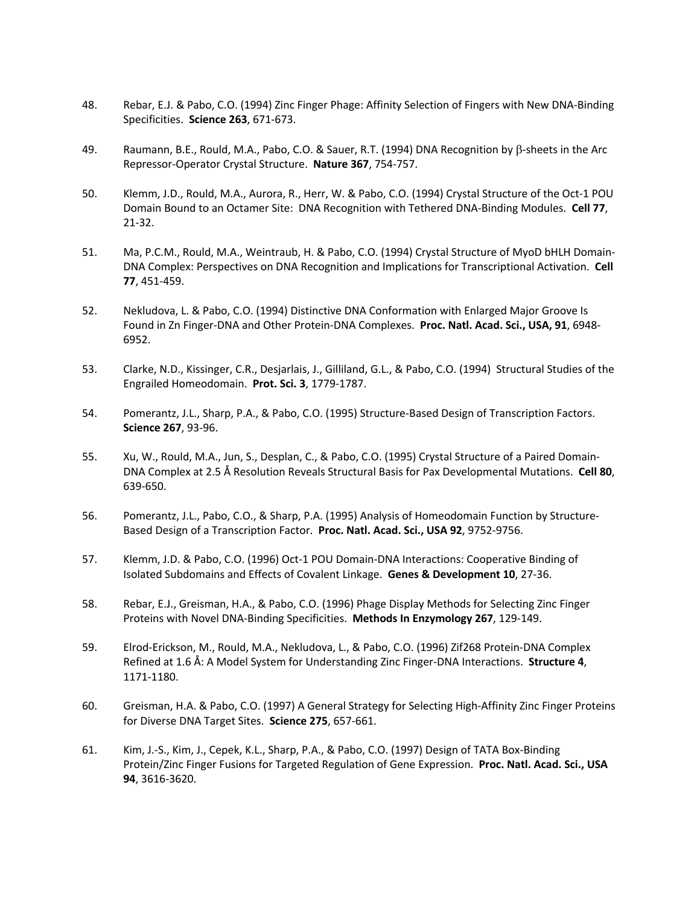48. Rebar, E.J. & Pabo, C.O. (1994) Zinc Finger Phage: Affinity Selection of Fingers with New DNA-Binding Specificities. **Science 263**, 671-673.

49. Raumann, B.E., Rould, M.A., Pabo, C.O. & Sauer, R.T. (1994) DNA Recognition by β-sheets in the Arc Repressor-Operator Crystal Structure. **Nature 367**, 754-757.

50. Klemm, J.D., Rould, M.A., Aurora, R., Herr, W. & Pabo, C.O. (1994) Crystal Structure of the Oct-1 POU Domain Bound to an Octamer Site: DNA Recognition with Tethered DNA-Binding Modules. **Cell 77**, 21-32.

51. Ma, P.C.M., Rould, M.A., Weintraub, H. & Pabo, C.O. (1994) Crystal Structure of MyoD bHLH Domain-DNA Complex: Perspectives on DNA Recognition and Implications for Transcriptional Activation. **Cell 77**, 451-459.

52. Nekludova, L. & Pabo, C.O. (1994) Distinctive DNA Conformation with Enlarged Major Groove Is Found in Zn Finger-DNA and Other Protein-DNA Complexes. **Proc. Natl. Acad. Sci., USA, 91**, 6948-6952.

53. Clarke, N.D., Kissinger, C.R., Desjarlais, J., Gilliland, G.L., & Pabo, C.O. (1994) Structural Studies of the Engrailed Homeodomain. **Prot. Sci. 3**, 1779-1787.

54. Pomerantz, J.L., Sharp, P.A., & Pabo, C.O. (1995) Structure-Based Design of Transcription Factors. **Science 267**, 93-96.

55. Xu, W., Rould, M.A., Jun, S., Desplan, C., & Pabo, C.O. (1995) Crystal Structure of a Paired Domain-DNA Complex at 2.5 Å Resolution Reveals Structural Basis for Pax Developmental Mutations. **Cell 80**, 639-650.

56. Pomerantz, J.L., Pabo, C.O., & Sharp, P.A. (1995) Analysis of Homeodomain Function by Structure-Based Design of a Transcription Factor. **Proc. Natl. Acad. Sci., USA 92**, 9752-9756.

57. Klemm, J.D. & Pabo, C.O. (1996) Oct-1 POU Domain-DNA Interactions: Cooperative Binding of Isolated Subdomains and Effects of Covalent Linkage. **Genes & Development 10**, 27-36.

58. Rebar, E.J., Greisman, H.A., & Pabo, C.O. (1996) Phage Display Methods for Selecting Zinc Finger Proteins with Novel DNA-Binding Specificities. **Methods In Enzymology 267**, 129-149.

59. Elrod-Erickson, M., Rould, M.A., Nekludova, L., & Pabo, C.O. (1996) Zif268 Protein-DNA Complex Refined at 1.6 Å: A Model System for Understanding Zinc Finger-DNA Interactions. **Structure 4**, 1171-1180.

60. Greisman, H.A. & Pabo, C.O. (1997) A General Strategy for Selecting High-Affinity Zinc Finger Proteins for Diverse DNA Target Sites. **Science 275**, 657-661.

61. Kim, J.-S., Kim, J., Cepek, K.L., Sharp, P.A., & Pabo, C.O. (1997) Design of TATA Box-Binding Protein/Zinc Finger Fusions for Targeted Regulation of Gene Expression. **Proc. Natl. Acad. Sci., USA 94**, 3616-3620.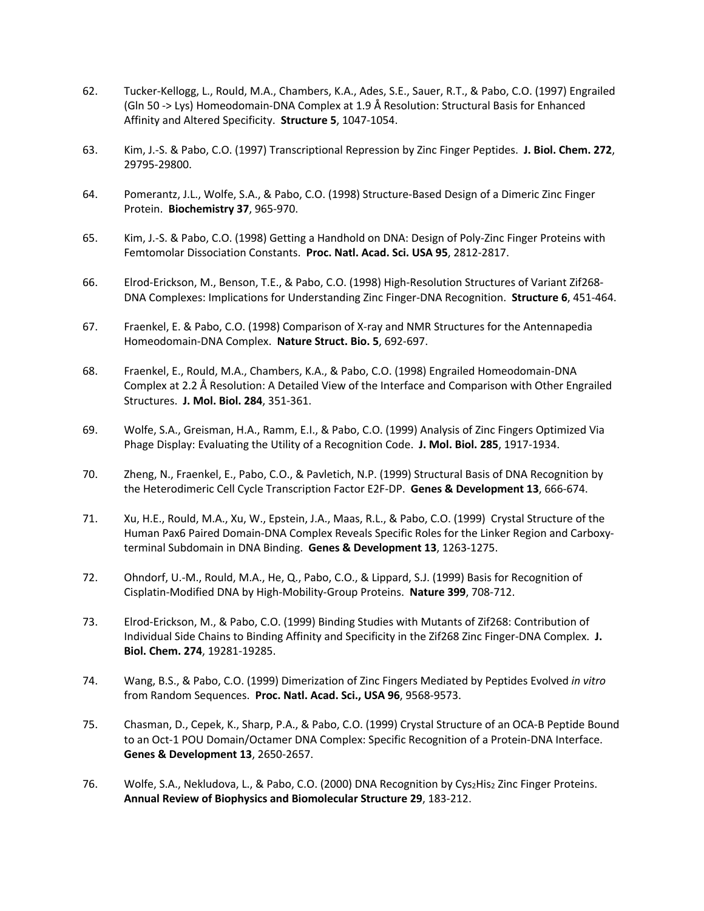62. Tucker-Kellogg, L., Rould, M.A., Chambers, K.A., Ades, S.E., Sauer, R.T., & Pabo, C.O. (1997) Engrailed (Gln 50 -> Lys) Homeodomain-DNA Complex at 1.9 Å Resolution: Structural Basis for Enhanced Affinity and Altered Specificity. **Structure 5**, 1047-1054.

63. Kim, J.-S. & Pabo, C.O. (1997) Transcriptional Repression by Zinc Finger Peptides. **J. Biol. Chem. 272**, 29795-29800.

64. Pomerantz, J.L., Wolfe, S.A., & Pabo, C.O. (1998) Structure-Based Design of a Dimeric Zinc Finger Protein. **Biochemistry 37**, 965-970.

65. Kim, J.-S. & Pabo, C.O. (1998) Getting a Handhold on DNA: Design of Poly-Zinc Finger Proteins with Femtomolar Dissociation Constants. **Proc. Natl. Acad. Sci. USA 95**, 2812-2817.

66. Elrod-Erickson, M., Benson, T.E., & Pabo, C.O. (1998) High-Resolution Structures of Variant Zif268-DNA Complexes: Implications for Understanding Zinc Finger-DNA Recognition. **Structure 6**, 451-464.

67. Fraenkel, E. & Pabo, C.O. (1998) Comparison of X-ray and NMR Structures for the Antennapedia Homeodomain-DNA Complex. **Nature Struct. Bio. 5**, 692-697.

68. Fraenkel, E., Rould, M.A., Chambers, K.A., & Pabo, C.O. (1998) Engrailed Homeodomain-DNA Complex at 2.2 Å Resolution: A Detailed View of the Interface and Comparison with Other Engrailed Structures. **J. Mol. Biol. 284**, 351-361.

69. Wolfe, S.A., Greisman, H.A., Ramm, E.I., & Pabo, C.O. (1999) Analysis of Zinc Fingers Optimized Via Phage Display: Evaluating the Utility of a Recognition Code. **J. Mol. Biol. 285**, 1917-1934.

70. Zheng, N., Fraenkel, E., Pabo, C.O., & Pavletich, N.P. (1999) Structural Basis of DNA Recognition by the Heterodimeric Cell Cycle Transcription Factor E2F-DP. **Genes & Development 13**, 666-674.

71. Xu, H.E., Rould, M.A., Xu, W., Epstein, J.A., Maas, R.L., & Pabo, C.O. (1999) Crystal Structure of the Human Pax6 Paired Domain-DNA Complex Reveals Specific Roles for the Linker Region and Carboxy-terminal Subdomain in DNA Binding. **Genes & Development 13**, 1263-1275.

72. Ohndorf, U.-M., Rould, M.A., He, Q., Pabo, C.O., & Lippard, S.J. (1999) Basis for Recognition of Cisplatin-Modified DNA by High-Mobility-Group Proteins. **Nature 399**, 708-712.

73. Elrod-Erickson, M., & Pabo, C.O. (1999) Binding Studies with Mutants of Zif268: Contribution of Individual Side Chains to Binding Affinity and Specificity in the Zif268 Zinc Finger-DNA Complex. **J. Biol. Chem. 274**, 19281-19285.

74. Wang, B.S., & Pabo, C.O. (1999) Dimerization of Zinc Fingers Mediated by Peptides Evolved *in vitro* from Random Sequences. **Proc. Natl. Acad. Sci., USA 96**, 9568-9573.

75. Chasman, D., Cepek, K., Sharp, P.A., & Pabo, C.O. (1999) Crystal Structure of an OCA-B Peptide Bound to an Oct-1 POU Domain/Octamer DNA Complex: Specific Recognition of a Protein-DNA Interface. **Genes & Development 13**, 2650-2657.

76. Wolfe, S.A., Nekludova, L., & Pabo, C.O. (2000) DNA Recognition by $Cys_2His_2$ Zinc Finger Proteins. **Annual Review of Biophysics and Biomolecular Structure 29**, 183-212.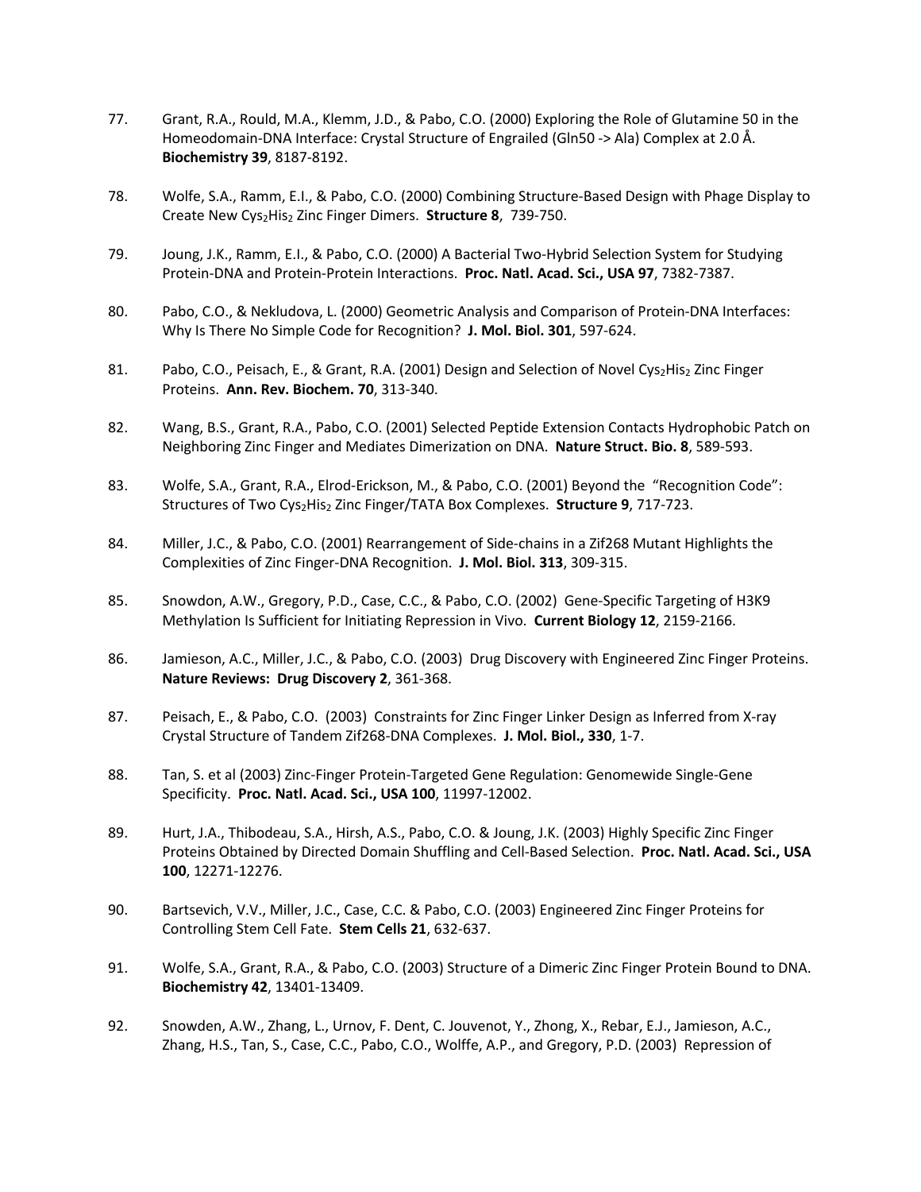77. Grant, R.A., Rould, M.A., Klemm, J.D., & Pabo, C.O. (2000) Exploring the Role of Glutamine 50 in the Homeodomain-DNA Interface: Crystal Structure of Engrailed (Gln50 -> Ala) Complex at 2.0 Å. **Biochemistry 39**, 8187-8192.

78. Wolfe, S.A., Ramm, E.I., & Pabo, C.O. (2000) Combining Structure-Based Design with Phage Display to Create New $Cys_2His_2$ Zinc Finger Dimers. **Structure 8**, 739-750.

79. Joung, J.K., Ramm, E.I., & Pabo, C.O. (2000) A Bacterial Two-Hybrid Selection System for Studying Protein-DNA and Protein-Protein Interactions. **Proc. Natl. Acad. Sci., USA 97**, 7382-7387.

80. Pabo, C.O., & Nekludova, L. (2000) Geometric Analysis and Comparison of Protein-DNA Interfaces: Why Is There No Simple Code for Recognition? **J. Mol. Biol. 301**, 597-624.

81. Pabo, C.O., Peisach, E., & Grant, R.A. (2001) Design and Selection of Novel $Cys_2His_2$ Zinc Finger Proteins. **Ann. Rev. Biochem. 70**, 313-340.

82. Wang, B.S., Grant, R.A., Pabo, C.O. (2001) Selected Peptide Extension Contacts Hydrophobic Patch on Neighboring Zinc Finger and Mediates Dimerization on DNA. **Nature Struct. Bio. 8**, 589-593.

83. Wolfe, S.A., Grant, R.A., Elrod-Erickson, M., & Pabo, C.O. (2001) Beyond the "Recognition Code": Structures of Two $Cys_2His_2$ Zinc Finger/TATA Box Complexes. **Structure 9**, 717-723.

84. Miller, J.C., & Pabo, C.O. (2001) Rearrangement of Side-chains in a Zif268 Mutant Highlights the Complexities of Zinc Finger-DNA Recognition. **J. Mol. Biol. 313**, 309-315.

85. Snowdon, A.W., Gregory, P.D., Case, C.C., & Pabo, C.O. (2002) Gene-Specific Targeting of H3K9 Methylation Is Sufficient for Initiating Repression in Vivo. **Current Biology 12**, 2159-2166.

86. Jamieson, A.C., Miller, J.C., & Pabo, C.O. (2003) Drug Discovery with Engineered Zinc Finger Proteins. **Nature Reviews: Drug Discovery 2**, 361-368.

87. Peisach, E., & Pabo, C.O. (2003) Constraints for Zinc Finger Linker Design as Inferred from X-ray Crystal Structure of Tandem Zif268-DNA Complexes. **J. Mol. Biol., 330**, 1-7.

88. Tan, S. et al (2003) Zinc-Finger Protein-Targeted Gene Regulation: Genomewide Single-Gene Specificity. **Proc. Natl. Acad. Sci., USA 100**, 11997-12002.

89. Hurt, J.A., Thibodeau, S.A., Hirsh, A.S., Pabo, C.O. & Joung, J.K. (2003) Highly Specific Zinc Finger Proteins Obtained by Directed Domain Shuffling and Cell-Based Selection. **Proc. Natl. Acad. Sci., USA 100**, 12271-12276.

90. Bartsevich, V.V., Miller, J.C., Case, C.C. & Pabo, C.O. (2003) Engineered Zinc Finger Proteins for Controlling Stem Cell Fate. **Stem Cells 21**, 632-637.

91. Wolfe, S.A., Grant, R.A., & Pabo, C.O. (2003) Structure of a Dimeric Zinc Finger Protein Bound to DNA. **Biochemistry 42**, 13401-13409.

92. Snowden, A.W., Zhang, L., Urnov, F. Dent, C. Jouvenot, Y., Zhong, X., Rebar, E.J., Jamieson, A.C., Zhang, H.S., Tan, S., Case, C.C., Pabo, C.O., Wolffe, A.P., and Gregory, P.D. (2003) Repression of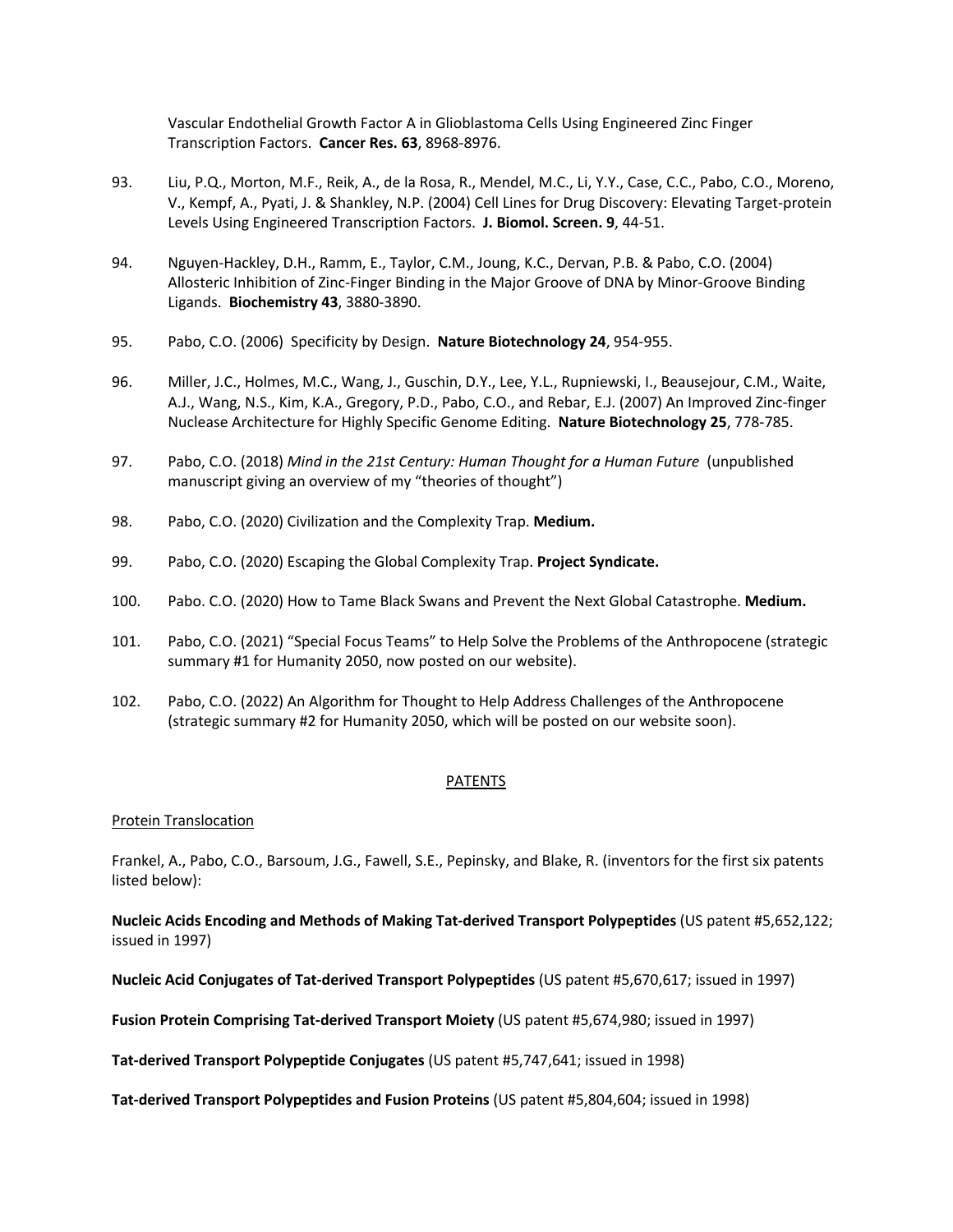Vascular Endothelial Growth Factor A in Glioblastoma Cells Using Engineered Zinc Finger Transcription Factors. **Cancer Res. 63**, 8968-8976.

93. Liu, P.Q., Morton, M.F., Reik, A., de la Rosa, R., Mendel, M.C., Li, Y.Y., Case, C.C., Pabo, C.O., Moreno, V., Kempf, A., Pyati, J. & Shankley, N.P. (2004) Cell Lines for Drug Discovery: Elevating Target-protein Levels Using Engineered Transcription Factors. **J. Biomol. Screen. 9**, 44-51.

94. Nguyen-Hackley, D.H., Ramm, E., Taylor, C.M., Joung, K.C., Dervan, P.B. & Pabo, C.O. (2004) Allosteric Inhibition of Zinc-Finger Binding in the Major Groove of DNA by Minor-Groove Binding Ligands. **Biochemistry 43**, 3880-3890.

95. Pabo, C.O. (2006) Specificity by Design. **Nature Biotechnology 24**, 954-955.

96. Miller, J.C., Holmes, M.C., Wang, J., Guschin, D.Y., Lee, Y.L., Rupniewski, I., Beausejour, C.M., Waite, A.J., Wang, N.S., Kim, K.A., Gregory, P.D., Pabo, C.O., and Rebar, E.J. (2007) An Improved Zinc-finger Nuclease Architecture for Highly Specific Genome Editing. **Nature Biotechnology 25**, 778-785.

97. Pabo, C.O. (2018) *Mind in the 21st Century: Human Thought for a Human Future* (unpublished manuscript giving an overview of my "theories of thought")

98. Pabo, C.O. (2020) Civilization and the Complexity Trap. **Medium.**

99. Pabo, C.O. (2020) Escaping the Global Complexity Trap. **Project Syndicate.**

100. Pabo. C.O. (2020) How to Tame Black Swans and Prevent the Next Global Catastrophe. **Medium.**

101. Pabo, C.O. (2021) "Special Focus Teams" to Help Solve the Problems of the Anthropocene (strategic summary #1 for Humanity 2050, now posted on our website).

102. Pabo, C.O. (2022) An Algorithm for Thought to Help Address Challenges of the Anthropocene (strategic summary #2 for Humanity 2050, which will be posted on our website soon).

## PATENTS

### Protein Translocation

Frankel, A., Pabo, C.O., Barsoum, J.G., Fawell, S.E., Pepinsky, and Blake, R. (inventors for the first six patents listed below):

**Nucleic Acids Encoding and Methods of Making Tat-derived Transport Polypeptides** (US patent #5,652,122; issued in 1997)

**Nucleic Acid Conjugates of Tat-derived Transport Polypeptides** (US patent #5,670,617; issued in 1997)

**Fusion Protein Comprising Tat-derived Transport Moiety** (US patent #5,674,980; issued in 1997)

**Tat-derived Transport Polypeptide Conjugates** (US patent #5,747,641; issued in 1998)

**Tat-derived Transport Polypeptides and Fusion Proteins** (US patent #5,804,604; issued in 1998)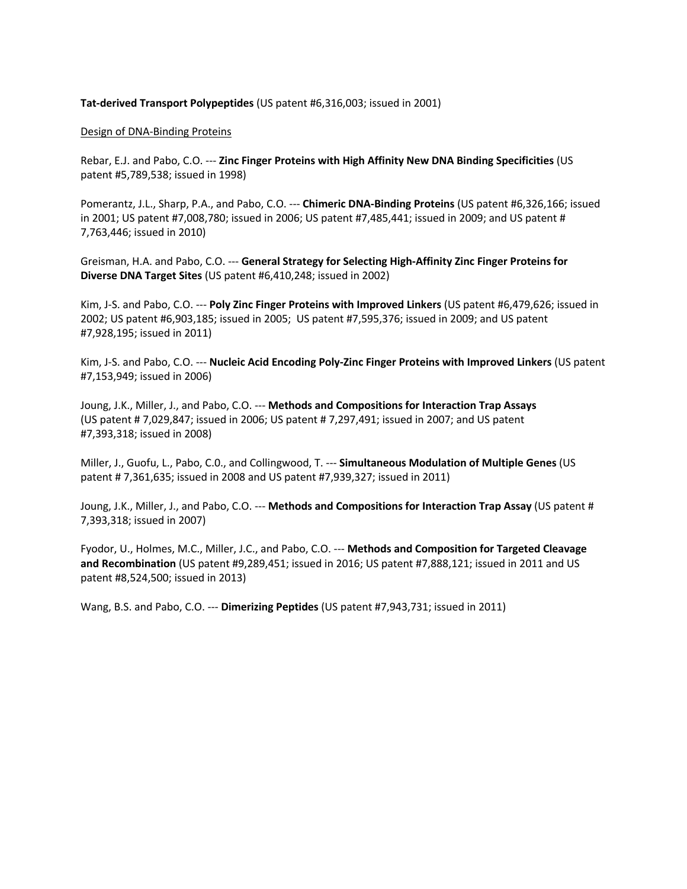**Tat-derived Transport Polypeptides** (US patent #6,316,003; issued in 2001)

Design of DNA-Binding Proteins

Rebar, E.J. and Pabo, C.O. --- **Zinc Finger Proteins with High Affinity New DNA Binding Specificities** (US patent #5,789,538; issued in 1998)

Pomerantz, J.L., Sharp, P.A., and Pabo, C.O. --- **Chimeric DNA-Binding Proteins** (US patent #6,326,166; issued in 2001; US patent #7,008,780; issued in 2006; US patent #7,485,441; issued in 2009; and US patent # 7,763,446; issued in 2010)

Greisman, H.A. and Pabo, C.O. --- **General Strategy for Selecting High-Affinity Zinc Finger Proteins for Diverse DNA Target Sites** (US patent #6,410,248; issued in 2002)

Kim, J-S. and Pabo, C.O. --- **Poly Zinc Finger Proteins with Improved Linkers** (US patent #6,479,626; issued in 2002; US patent #6,903,185; issued in 2005; US patent #7,595,376; issued in 2009; and US patent #7,928,195; issued in 2011)

Kim, J-S. and Pabo, C.O. --- **Nucleic Acid Encoding Poly-Zinc Finger Proteins with Improved Linkers** (US patent #7,153,949; issued in 2006)

Joung, J.K., Miller, J., and Pabo, C.O. --- **Methods and Compositions for Interaction Trap Assays** (US patent # 7,029,847; issued in 2006; US patent # 7,297,491; issued in 2007; and US patent #7,393,318; issued in 2008)

Miller, J., Guofu, L., Pabo, C.0., and Collingwood, T. --- **Simultaneous Modulation of Multiple Genes** (US patent # 7,361,635; issued in 2008 and US patent #7,939,327; issued in 2011)

Joung, J.K., Miller, J., and Pabo, C.O. --- **Methods and Compositions for Interaction Trap Assay** (US patent # 7,393,318; issued in 2007)

Fyodor, U., Holmes, M.C., Miller, J.C., and Pabo, C.O. --- **Methods and Composition for Targeted Cleavage and Recombination** (US patent #9,289,451; issued in 2016; US patent #7,888,121; issued in 2011 and US patent #8,524,500; issued in 2013)

Wang, B.S. and Pabo, C.O. --- **Dimerizing Peptides** (US patent #7,943,731; issued in 2011)